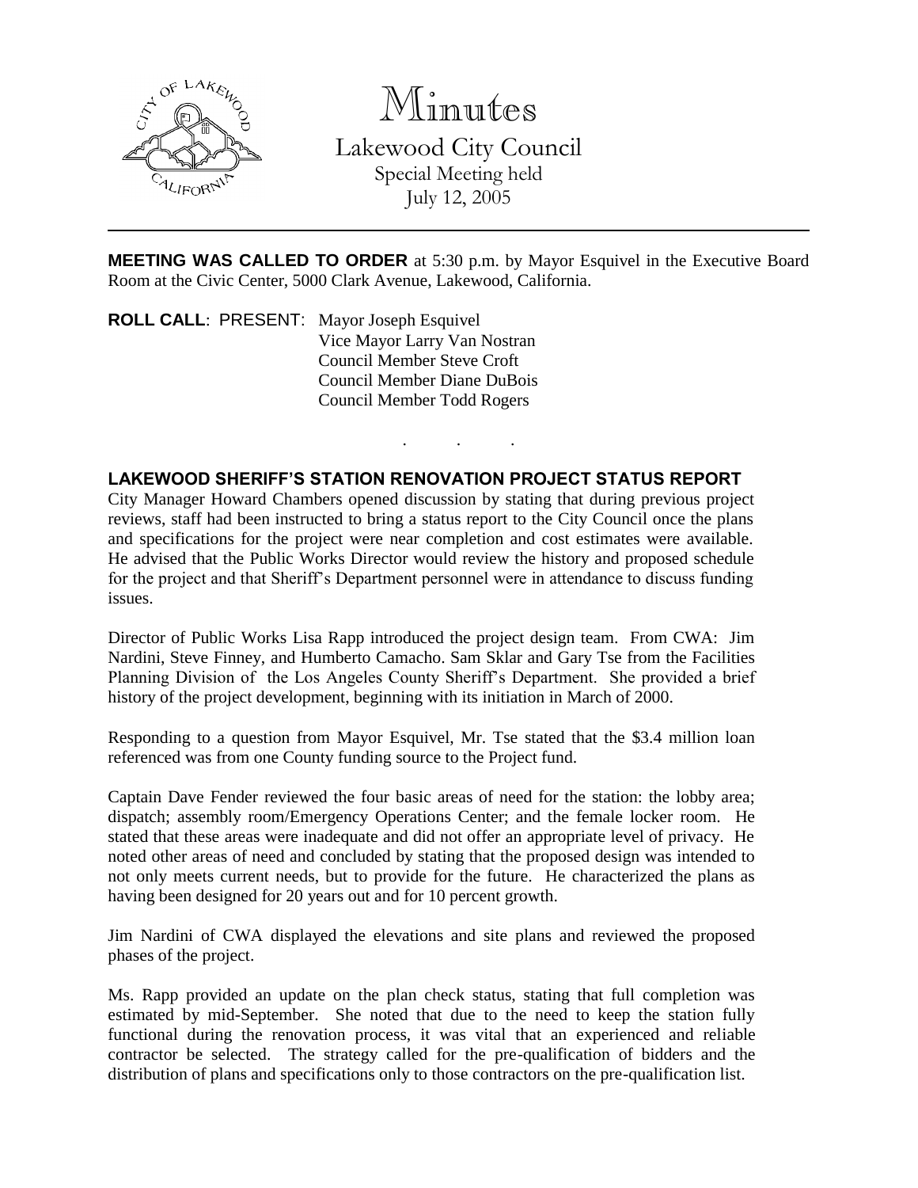# Minutes

Lakewood City Council
Special Meeting held
July 12, 2005

---

**MEETING WAS CALLED TO ORDER** at 5:30 p.m. by Mayor Esquivel in the Executive Board Room at the Civic Center, 5000 Clark Avenue, Lakewood, California.

**ROLL CALL**: PRESENT: Mayor Joseph Esquivel
Vice Mayor Larry Van Nostran
Council Member Steve Croft
Council Member Diane DuBois
Council Member Todd Rogers

. . .

**LAKEWOOD SHERIFF'S STATION RENOVATION PROJECT STATUS REPORT**

City Manager Howard Chambers opened discussion by stating that during previous project reviews, staff had been instructed to bring a status report to the City Council once the plans and specifications for the project were near completion and cost estimates were available. He advised that the Public Works Director would review the history and proposed schedule for the project and that Sheriff's Department personnel were in attendance to discuss funding issues.

Director of Public Works Lisa Rapp introduced the project design team. From CWA: Jim Nardini, Steve Finney, and Humberto Camacho. Sam Sklar and Gary Tse from the Facilities Planning Division of the Los Angeles County Sheriff's Department. She provided a brief history of the project development, beginning with its initiation in March of 2000.

Responding to a question from Mayor Esquivel, Mr. Tse stated that the $3.4 million loan referenced was from one County funding source to the Project fund.

Captain Dave Fender reviewed the four basic areas of need for the station: the lobby area; dispatch; assembly room/Emergency Operations Center; and the female locker room. He stated that these areas were inadequate and did not offer an appropriate level of privacy. He noted other areas of need and concluded by stating that the proposed design was intended to not only meets current needs, but to provide for the future. He characterized the plans as having been designed for 20 years out and for 10 percent growth.

Jim Nardini of CWA displayed the elevations and site plans and reviewed the proposed phases of the project.

Ms. Rapp provided an update on the plan check status, stating that full completion was estimated by mid-September. She noted that due to the need to keep the station fully functional during the renovation process, it was vital that an experienced and reliable contractor be selected. The strategy called for the pre-qualification of bidders and the distribution of plans and specifications only to those contractors on the pre-qualification list.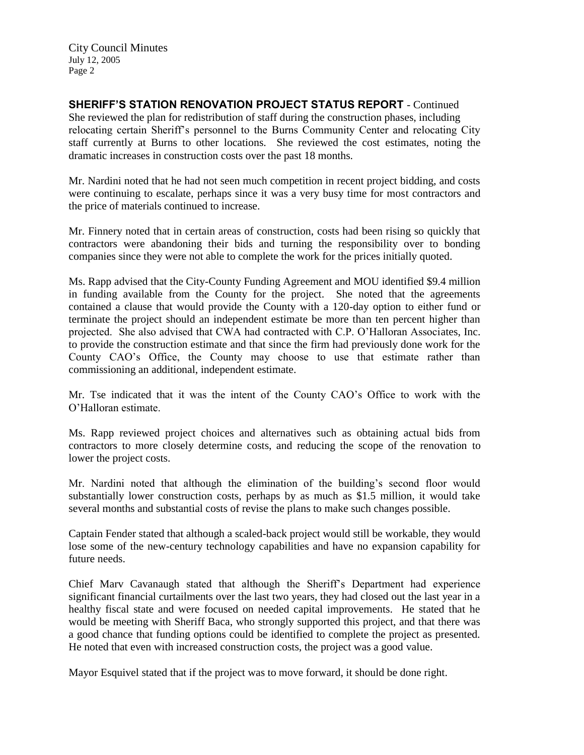**SHERIFF'S STATION RENOVATION PROJECT STATUS REPORT** - Continued

She reviewed the plan for redistribution of staff during the construction phases, including relocating certain Sheriff's personnel to the Burns Community Center and relocating City staff currently at Burns to other locations. She reviewed the cost estimates, noting the dramatic increases in construction costs over the past 18 months.

Mr. Nardini noted that he had not seen much competition in recent project bidding, and costs were continuing to escalate, perhaps since it was a very busy time for most contractors and the price of materials continued to increase.

Mr. Finnery noted that in certain areas of construction, costs had been rising so quickly that contractors were abandoning their bids and turning the responsibility over to bonding companies since they were not able to complete the work for the prices initially quoted.

Ms. Rapp advised that the City-County Funding Agreement and MOU identified $9.4 million in funding available from the County for the project. She noted that the agreements contained a clause that would provide the County with a 120-day option to either fund or terminate the project should an independent estimate be more than ten percent higher than projected. She also advised that CWA had contracted with C.P. O'Halloran Associates, Inc. to provide the construction estimate and that since the firm had previously done work for the County CAO's Office, the County may choose to use that estimate rather than commissioning an additional, independent estimate.

Mr. Tse indicated that it was the intent of the County CAO's Office to work with the O'Halloran estimate.

Ms. Rapp reviewed project choices and alternatives such as obtaining actual bids from contractors to more closely determine costs, and reducing the scope of the renovation to lower the project costs.

Mr. Nardini noted that although the elimination of the building's second floor would substantially lower construction costs, perhaps by as much as $1.5 million, it would take several months and substantial costs of revise the plans to make such changes possible.

Captain Fender stated that although a scaled-back project would still be workable, they would lose some of the new-century technology capabilities and have no expansion capability for future needs.

Chief Marv Cavanaugh stated that although the Sheriff's Department had experience significant financial curtailments over the last two years, they had closed out the last year in a healthy fiscal state and were focused on needed capital improvements. He stated that he would be meeting with Sheriff Baca, who strongly supported this project, and that there was a good chance that funding options could be identified to complete the project as presented. He noted that even with increased construction costs, the project was a good value.

Mayor Esquivel stated that if the project was to move forward, it should be done right.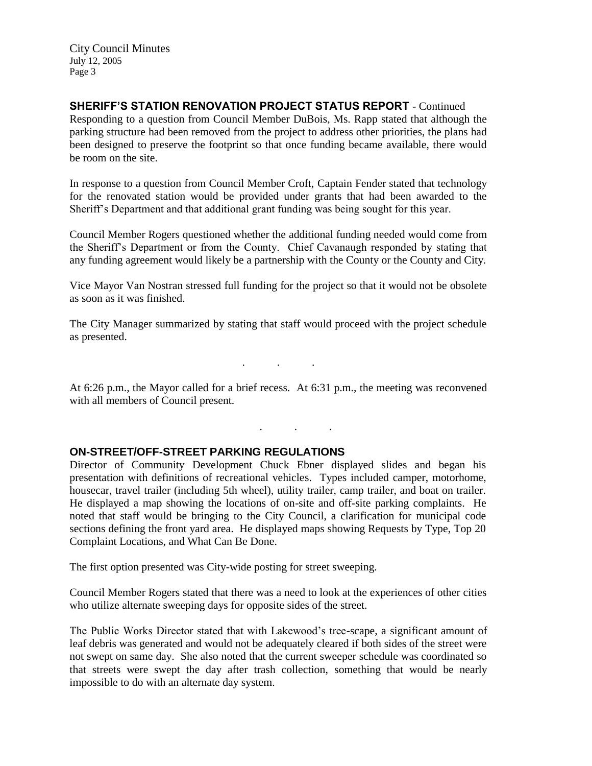**SHERIFF'S STATION RENOVATION PROJECT STATUS REPORT** - Continued

Responding to a question from Council Member DuBois, Ms. Rapp stated that although the parking structure had been removed from the project to address other priorities, the plans had been designed to preserve the footprint so that once funding became available, there would be room on the site.

In response to a question from Council Member Croft, Captain Fender stated that technology for the renovated station would be provided under grants that had been awarded to the Sheriff's Department and that additional grant funding was being sought for this year.

Council Member Rogers questioned whether the additional funding needed would come from the Sheriff's Department or from the County. Chief Cavanaugh responded by stating that any funding agreement would likely be a partnership with the County or the County and City.

Vice Mayor Van Nostran stressed full funding for the project so that it would not be obsolete as soon as it was finished.

The City Manager summarized by stating that staff would proceed with the project schedule as presented.

. . .

At 6:26 p.m., the Mayor called for a brief recess. At 6:31 p.m., the meeting was reconvened with all members of Council present.

. . .

**ON-STREET/OFF-STREET PARKING REGULATIONS**

Director of Community Development Chuck Ebner displayed slides and began his presentation with definitions of recreational vehicles. Types included camper, motorhome, housecar, travel trailer (including 5th wheel), utility trailer, camp trailer, and boat on trailer. He displayed a map showing the locations of on-site and off-site parking complaints. He noted that staff would be bringing to the City Council, a clarification for municipal code sections defining the front yard area. He displayed maps showing Requests by Type, Top 20 Complaint Locations, and What Can Be Done.

The first option presented was City-wide posting for street sweeping.

Council Member Rogers stated that there was a need to look at the experiences of other cities who utilize alternate sweeping days for opposite sides of the street.

The Public Works Director stated that with Lakewood's tree-scape, a significant amount of leaf debris was generated and would not be adequately cleared if both sides of the street were not swept on same day. She also noted that the current sweeper schedule was coordinated so that streets were swept the day after trash collection, something that would be nearly impossible to do with an alternate day system.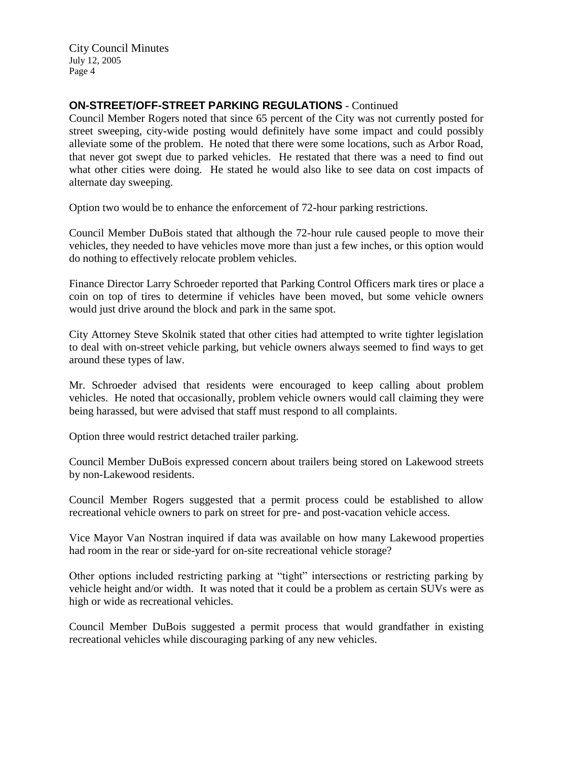## ON-STREET/OFF-STREET PARKING REGULATIONS - Continued

Council Member Rogers noted that since 65 percent of the City was not currently posted for street sweeping, city-wide posting would definitely have some impact and could possibly alleviate some of the problem. He noted that there were some locations, such as Arbor Road, that never got swept due to parked vehicles. He restated that there was a need to find out what other cities were doing. He stated he would also like to see data on cost impacts of alternate day sweeping.

Option two would be to enhance the enforcement of 72-hour parking restrictions.

Council Member DuBois stated that although the 72-hour rule caused people to move their vehicles, they needed to have vehicles move more than just a few inches, or this option would do nothing to effectively relocate problem vehicles.

Finance Director Larry Schroeder reported that Parking Control Officers mark tires or place a coin on top of tires to determine if vehicles have been moved, but some vehicle owners would just drive around the block and park in the same spot.

City Attorney Steve Skolnik stated that other cities had attempted to write tighter legislation to deal with on-street vehicle parking, but vehicle owners always seemed to find ways to get around these types of law.

Mr. Schroeder advised that residents were encouraged to keep calling about problem vehicles. He noted that occasionally, problem vehicle owners would call claiming they were being harassed, but were advised that staff must respond to all complaints.

Option three would restrict detached trailer parking.

Council Member DuBois expressed concern about trailers being stored on Lakewood streets by non-Lakewood residents.

Council Member Rogers suggested that a permit process could be established to allow recreational vehicle owners to park on street for pre- and post-vacation vehicle access.

Vice Mayor Van Nostran inquired if data was available on how many Lakewood properties had room in the rear or side-yard for on-site recreational vehicle storage?

Other options included restricting parking at "tight" intersections or restricting parking by vehicle height and/or width. It was noted that it could be a problem as certain SUVs were as high or wide as recreational vehicles.

Council Member DuBois suggested a permit process that would grandfather in existing recreational vehicles while discouraging parking of any new vehicles.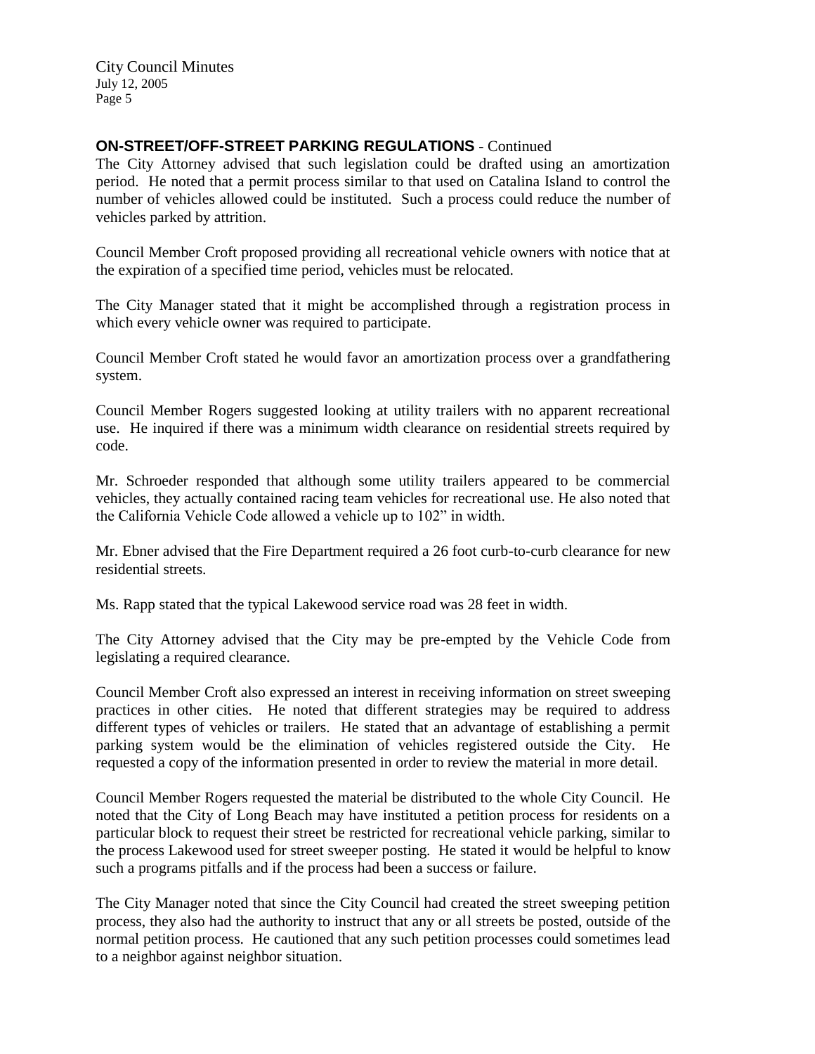**ON-STREET/OFF-STREET PARKING REGULATIONS** - Continued

The City Attorney advised that such legislation could be drafted using an amortization period. He noted that a permit process similar to that used on Catalina Island to control the number of vehicles allowed could be instituted. Such a process could reduce the number of vehicles parked by attrition.

Council Member Croft proposed providing all recreational vehicle owners with notice that at the expiration of a specified time period, vehicles must be relocated.

The City Manager stated that it might be accomplished through a registration process in which every vehicle owner was required to participate.

Council Member Croft stated he would favor an amortization process over a grandfathering system.

Council Member Rogers suggested looking at utility trailers with no apparent recreational use. He inquired if there was a minimum width clearance on residential streets required by code.

Mr. Schroeder responded that although some utility trailers appeared to be commercial vehicles, they actually contained racing team vehicles for recreational use. He also noted that the California Vehicle Code allowed a vehicle up to 102" in width.

Mr. Ebner advised that the Fire Department required a 26 foot curb-to-curb clearance for new residential streets.

Ms. Rapp stated that the typical Lakewood service road was 28 feet in width.

The City Attorney advised that the City may be pre-empted by the Vehicle Code from legislating a required clearance.

Council Member Croft also expressed an interest in receiving information on street sweeping practices in other cities. He noted that different strategies may be required to address different types of vehicles or trailers. He stated that an advantage of establishing a permit parking system would be the elimination of vehicles registered outside the City. He requested a copy of the information presented in order to review the material in more detail.

Council Member Rogers requested the material be distributed to the whole City Council. He noted that the City of Long Beach may have instituted a petition process for residents on a particular block to request their street be restricted for recreational vehicle parking, similar to the process Lakewood used for street sweeper posting. He stated it would be helpful to know such a programs pitfalls and if the process had been a success or failure.

The City Manager noted that since the City Council had created the street sweeping petition process, they also had the authority to instruct that any or all streets be posted, outside of the normal petition process. He cautioned that any such petition processes could sometimes lead to a neighbor against neighbor situation.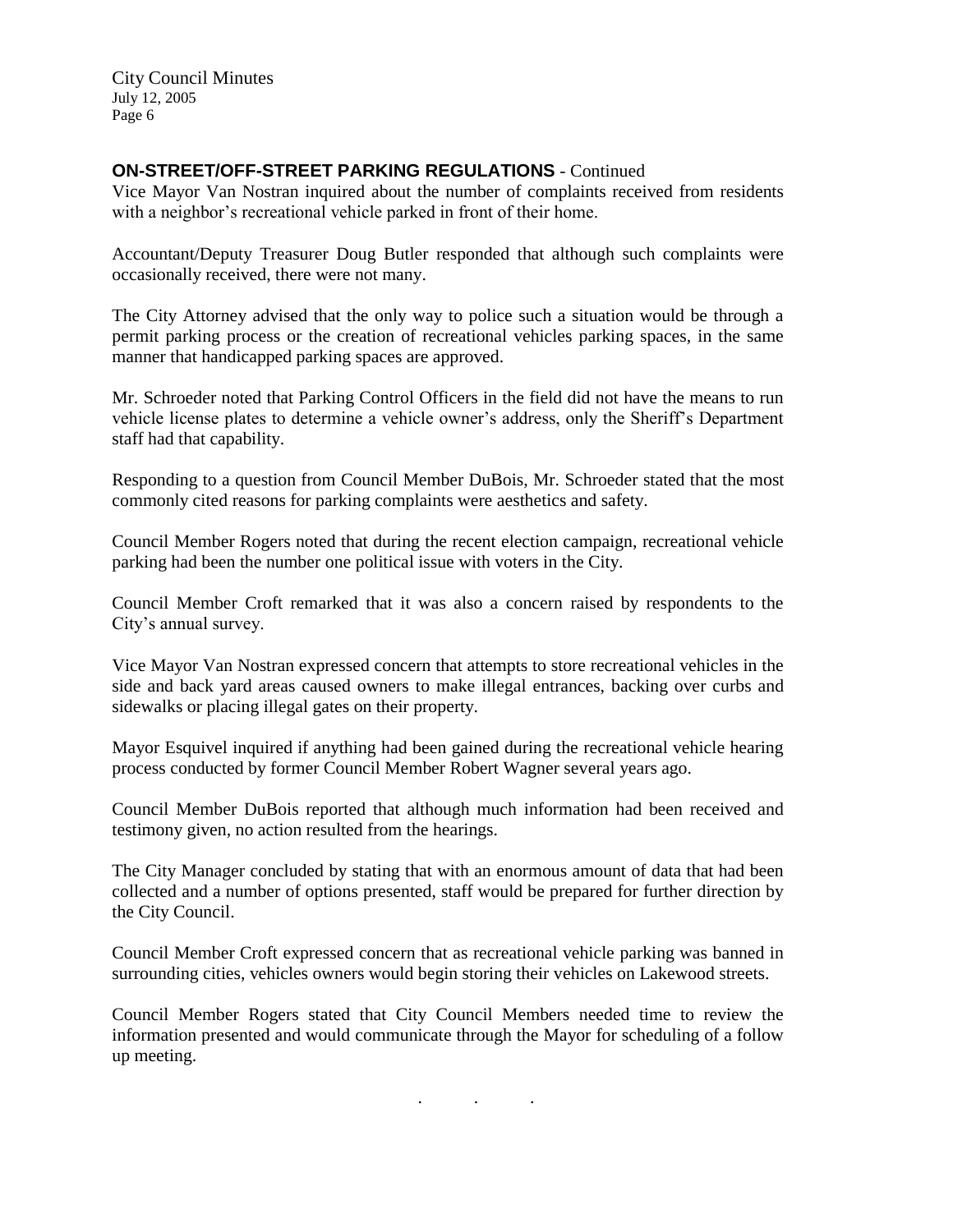**ON-STREET/OFF-STREET PARKING REGULATIONS** - Continued

Vice Mayor Van Nostran inquired about the number of complaints received from residents with a neighbor's recreational vehicle parked in front of their home.

Accountant/Deputy Treasurer Doug Butler responded that although such complaints were occasionally received, there were not many.

The City Attorney advised that the only way to police such a situation would be through a permit parking process or the creation of recreational vehicles parking spaces, in the same manner that handicapped parking spaces are approved.

Mr. Schroeder noted that Parking Control Officers in the field did not have the means to run vehicle license plates to determine a vehicle owner's address, only the Sheriff's Department staff had that capability.

Responding to a question from Council Member DuBois, Mr. Schroeder stated that the most commonly cited reasons for parking complaints were aesthetics and safety.

Council Member Rogers noted that during the recent election campaign, recreational vehicle parking had been the number one political issue with voters in the City.

Council Member Croft remarked that it was also a concern raised by respondents to the City's annual survey.

Vice Mayor Van Nostran expressed concern that attempts to store recreational vehicles in the side and back yard areas caused owners to make illegal entrances, backing over curbs and sidewalks or placing illegal gates on their property.

Mayor Esquivel inquired if anything had been gained during the recreational vehicle hearing process conducted by former Council Member Robert Wagner several years ago.

Council Member DuBois reported that although much information had been received and testimony given, no action resulted from the hearings.

The City Manager concluded by stating that with an enormous amount of data that had been collected and a number of options presented, staff would be prepared for further direction by the City Council.

Council Member Croft expressed concern that as recreational vehicle parking was banned in surrounding cities, vehicles owners would begin storing their vehicles on Lakewood streets.

Council Member Rogers stated that City Council Members needed time to review the information presented and would communicate through the Mayor for scheduling of a follow up meeting.

. . .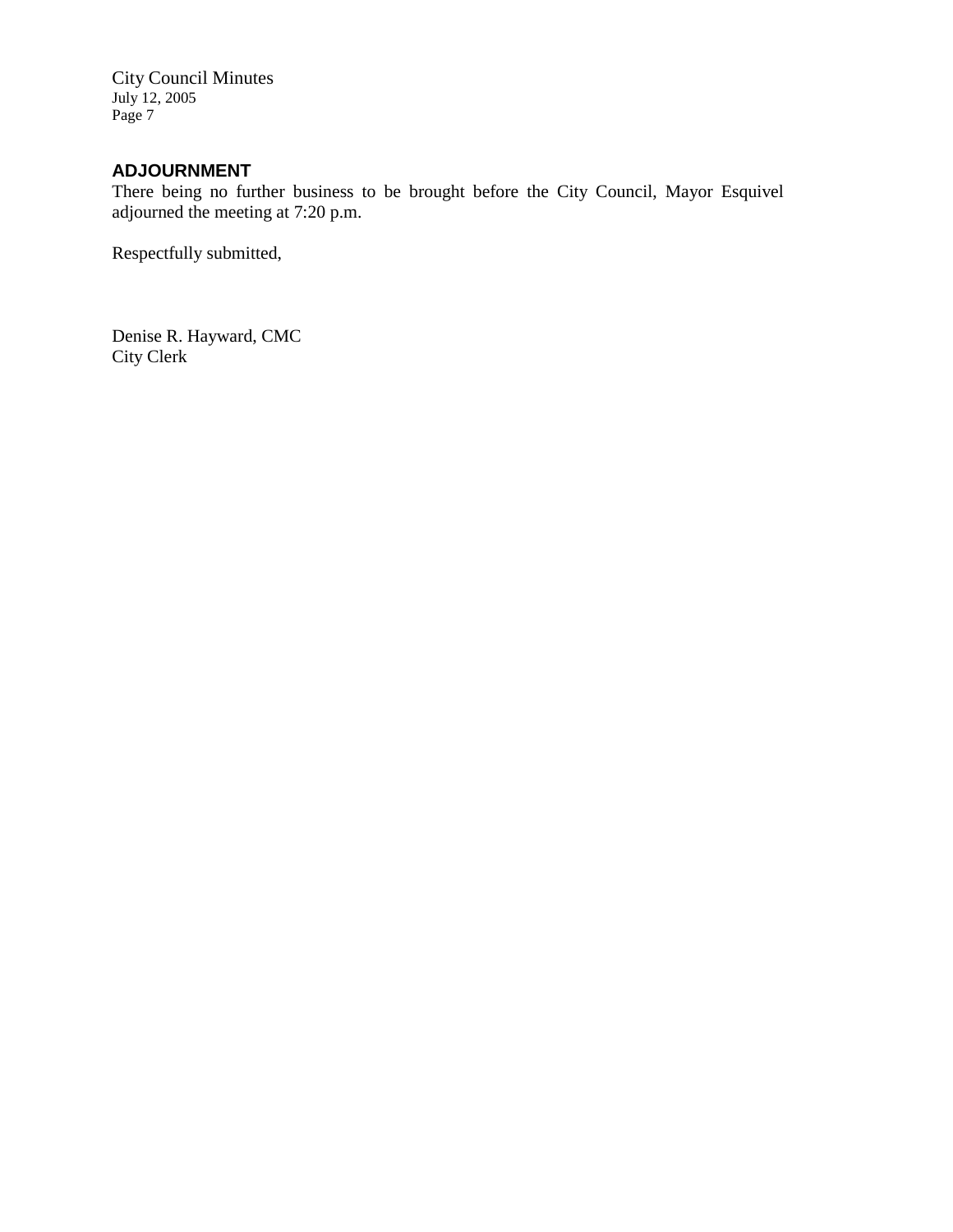## ADJOURNMENT

There being no further business to be brought before the City Council, Mayor Esquivel adjourned the meeting at 7:20 p.m.

Respectfully submitted,

Denise R. Hayward, CMC
City Clerk